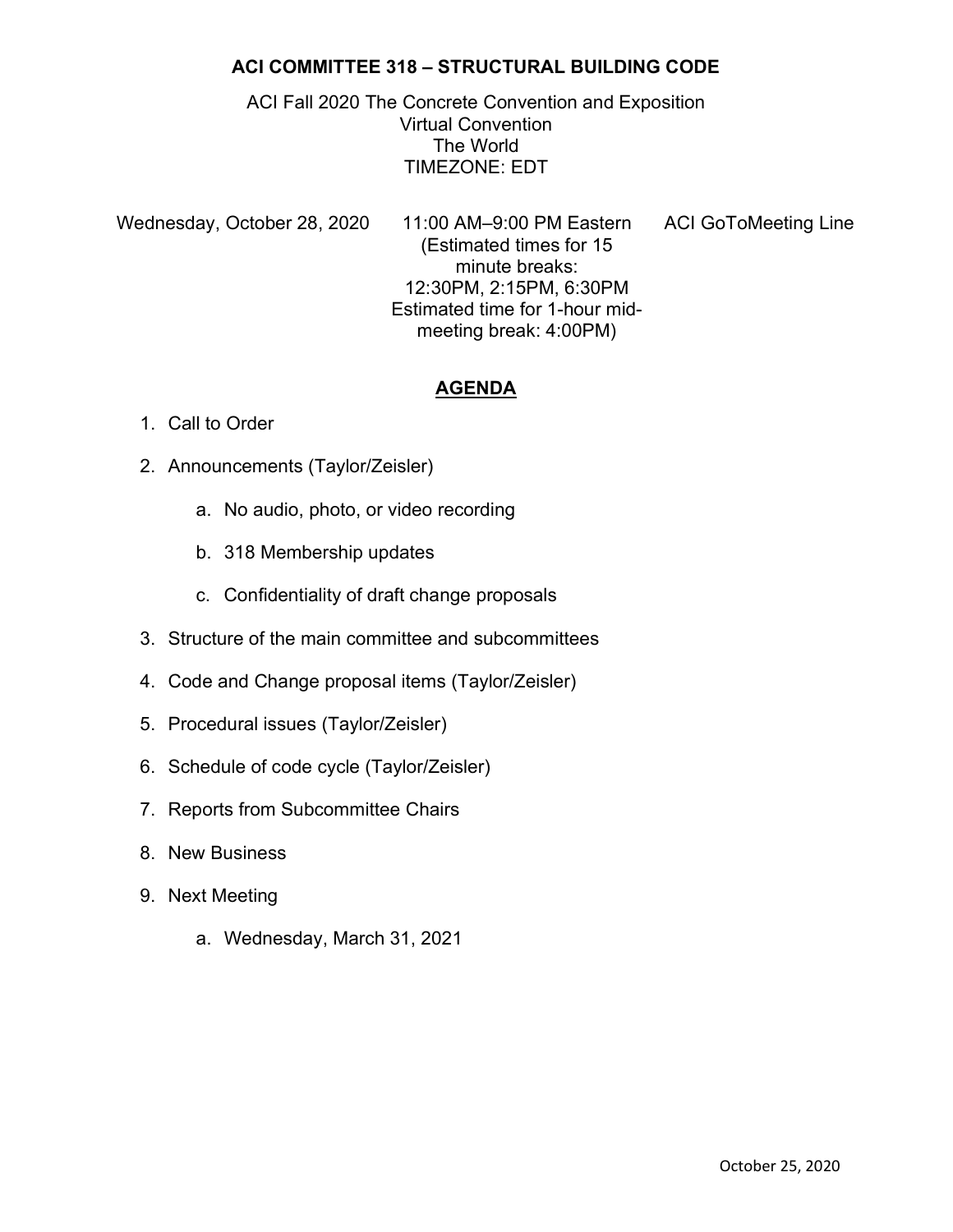**ACI COMMITTEE 318 – STRUCTURAL BUILDING CODE**

ACI Fall 2020 The Concrete Convention and Exposition
Virtual Convention
The World
TIMEZONE: EDT

Wednesday, October 28, 2020 | 11:00 AM–9:00 PM Eastern (Estimated times for 15 minute breaks: 12:30PM, 2:15PM, 6:30PM Estimated time for 1-hour mid-meeting break: 4:00PM) | ACI GoToMeeting Line

## AGENDA

1. Call to Order
2. Announcements (Taylor/Zeisler)
   a. No audio, photo, or video recording
   b. 318 Membership updates
   c. Confidentiality of draft change proposals
3. Structure of the main committee and subcommittees
4. Code and Change proposal items (Taylor/Zeisler)
5. Procedural issues (Taylor/Zeisler)
6. Schedule of code cycle (Taylor/Zeisler)
7. Reports from Subcommittee Chairs
8. New Business
9. Next Meeting
   a. Wednesday, March 31, 2021

October 25, 2020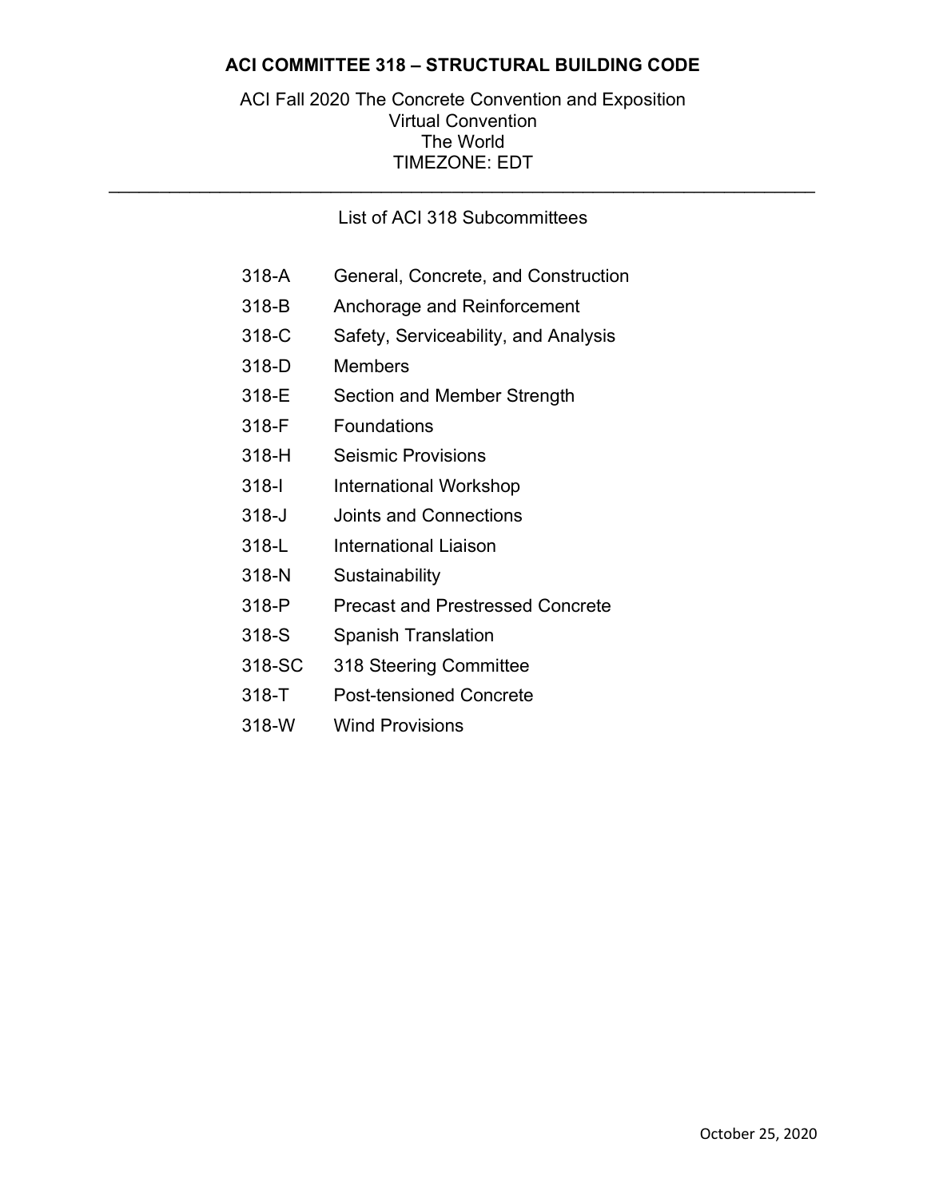**ACI COMMITTEE 318 – STRUCTURAL BUILDING CODE**

ACI Fall 2020 The Concrete Convention and Exposition
Virtual Convention
The World
TIMEZONE: EDT

---

List of ACI 318 Subcommittees

| | |
|---|---|
| 318-A | General, Concrete, and Construction |
| 318-B | Anchorage and Reinforcement |
| 318-C | Safety, Serviceability, and Analysis |
| 318-D | Members |
| 318-E | Section and Member Strength |
| 318-F | Foundations |
| 318-H | Seismic Provisions |
| 318-I | International Workshop |
| 318-J | Joints and Connections |
| 318-L | International Liaison |
| 318-N | Sustainability |
| 318-P | Precast and Prestressed Concrete |
| 318-S | Spanish Translation |
| 318-SC | 318 Steering Committee |
| 318-T | Post-tensioned Concrete |
| 318-W | Wind Provisions |

October 25, 2020